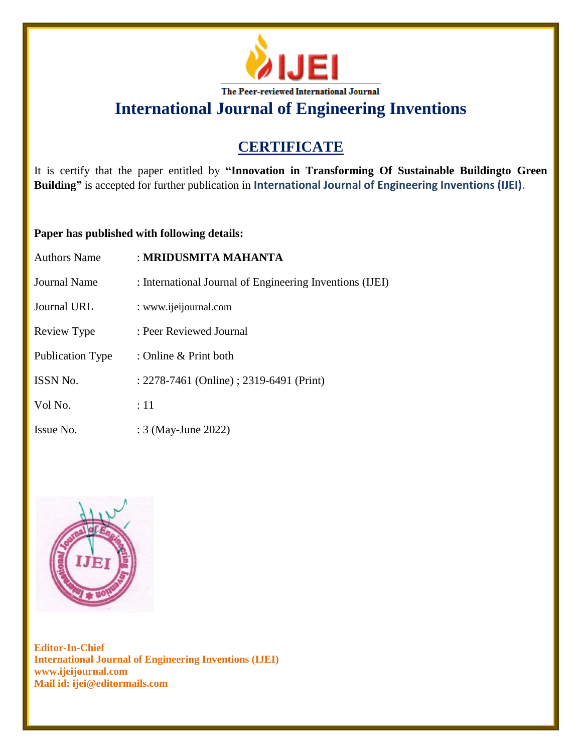The Peer-reviewed International Journal

# International Journal of Engineering Inventions

## CERTIFICATE

It is certify that the paper entitled by **"Innovation in Transforming Of Sustainable Buildingto Green Building"** is accepted for further publication in **International Journal of Engineering Inventions (IJEI)**.

**Paper has published with following details:**

| | |
|---|---|
| Authors Name | : **MRIDUSMITA MAHANTA** |
| Journal Name | : International Journal of Engineering Inventions (IJEI) |
| Journal URL | : www.ijeijournal.com |
| Review Type | : Peer Reviewed Journal |
| Publication Type | : Online & Print both |
| ISSN No. | : 2278-7461 (Online) ; 2319-6491 (Print) |
| Vol No. | : 11 |
| Issue No. | : 3 (May-June 2022) |

**Editor-In-Chief**
**International Journal of Engineering Inventions (IJEI)**
**www.ijeijournal.com**
**Mail id: ijei@editormails.com**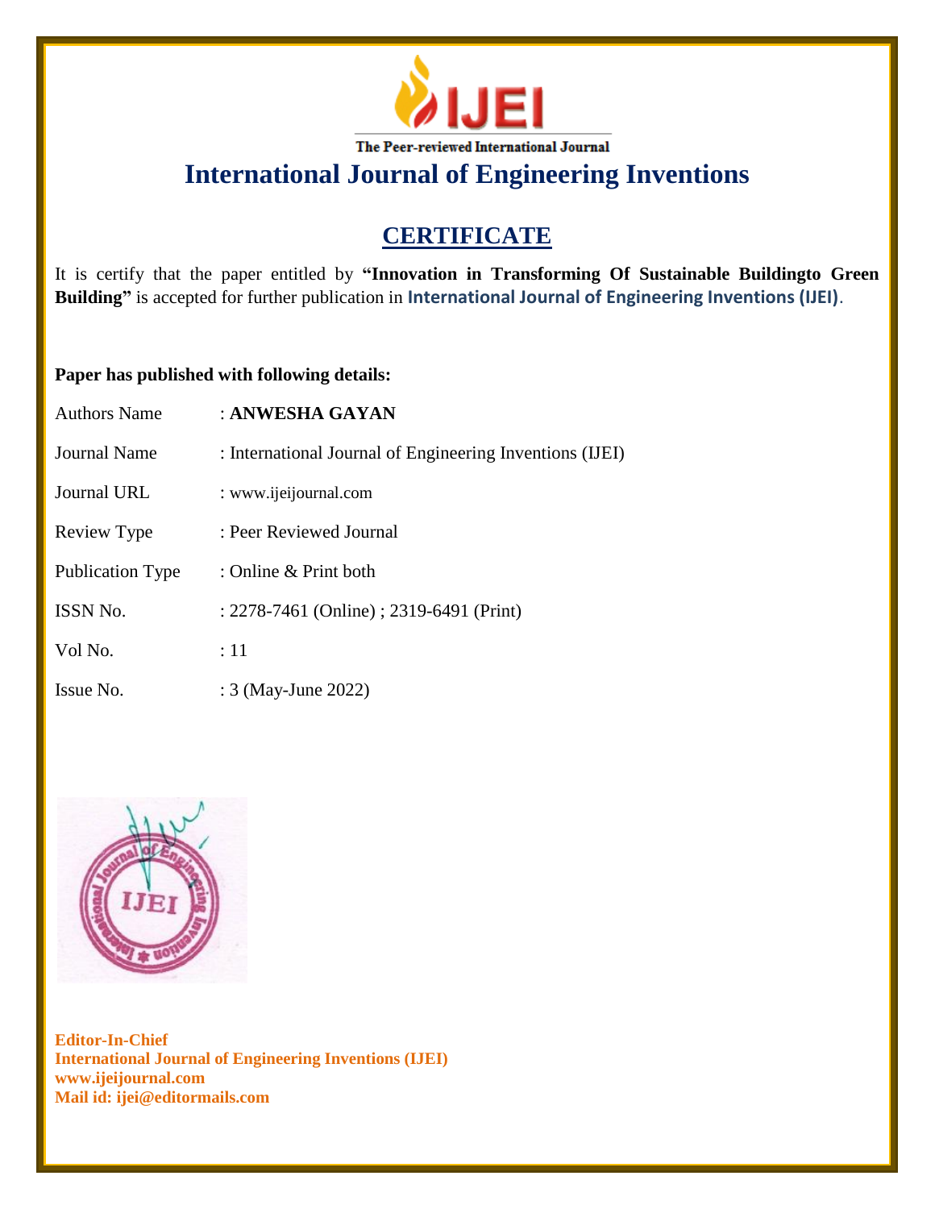IJEI

The Peer-reviewed International Journal

# International Journal of Engineering Inventions

## CERTIFICATE

It is certify that the paper entitled by **"Innovation in Transforming Of Sustainable Buildingto Green Building"** is accepted for further publication in **International Journal of Engineering Inventions (IJEI)**.

**Paper has published with following details:**

| | |
|---|---|
| Authors Name | : **ANWESHA GAYAN** |
| Journal Name | : International Journal of Engineering Inventions (IJEI) |
| Journal URL | : www.ijeijournal.com |
| Review Type | : Peer Reviewed Journal |
| Publication Type | : Online & Print both |
| ISSN No. | : 2278-7461 (Online) ; 2319-6491 (Print) |
| Vol No. | : 11 |
| Issue No. | : 3 (May-June 2022) |

**Editor-In-Chief**
**International Journal of Engineering Inventions (IJEI)**
**www.ijeijournal.com**
**Mail id: ijei@editormails.com**